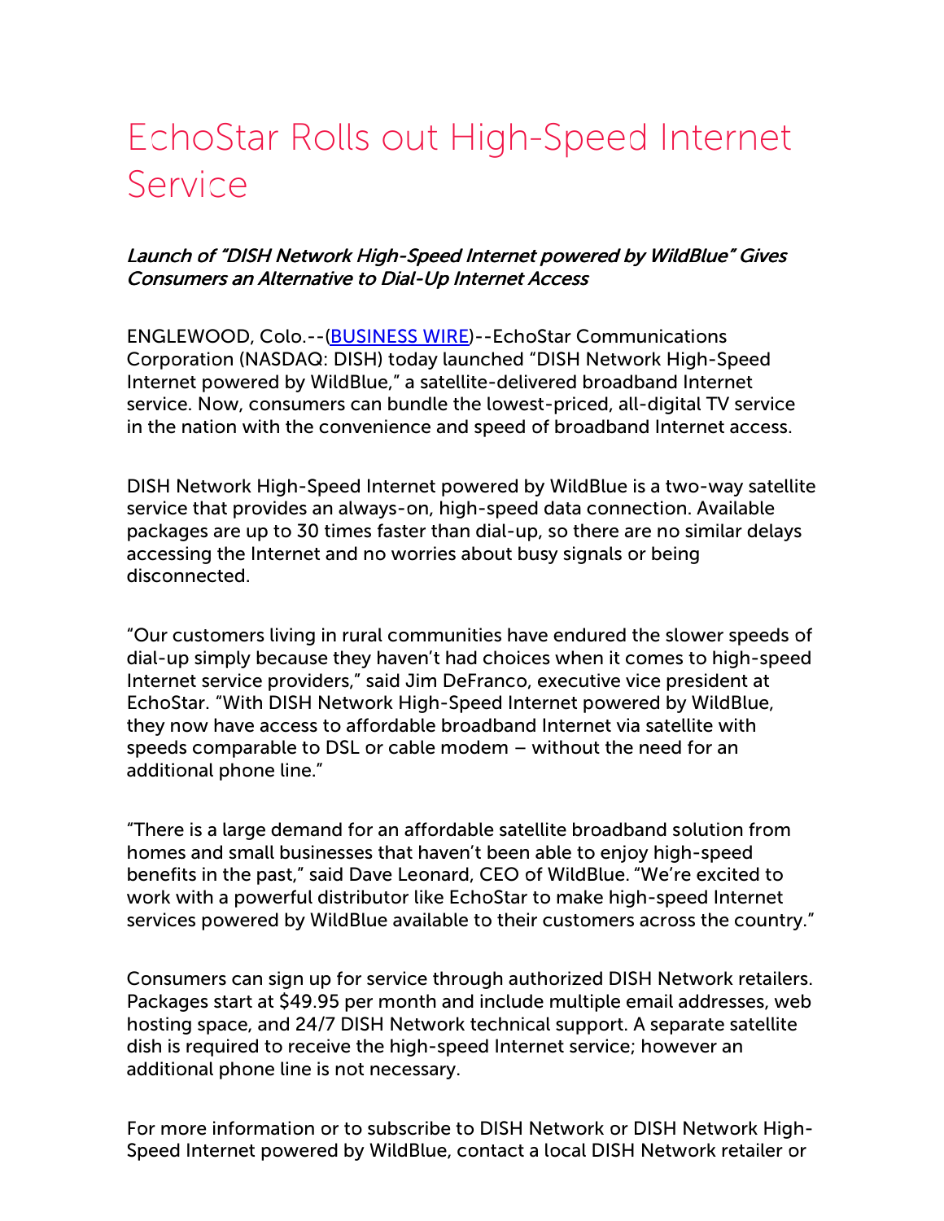# EchoStar Rolls out High-Speed Internet Service

***Launch of "DISH Network High-Speed Internet powered by WildBlue" Gives Consumers an Alternative to Dial-Up Internet Access***

ENGLEWOOD, Colo.--(BUSINESS WIRE)--EchoStar Communications Corporation (NASDAQ: DISH) today launched "DISH Network High-Speed Internet powered by WildBlue," a satellite-delivered broadband Internet service. Now, consumers can bundle the lowest-priced, all-digital TV service in the nation with the convenience and speed of broadband Internet access.

DISH Network High-Speed Internet powered by WildBlue is a two-way satellite service that provides an always-on, high-speed data connection. Available packages are up to 30 times faster than dial-up, so there are no similar delays accessing the Internet and no worries about busy signals or being disconnected.

"Our customers living in rural communities have endured the slower speeds of dial-up simply because they haven't had choices when it comes to high-speed Internet service providers," said Jim DeFranco, executive vice president at EchoStar. "With DISH Network High-Speed Internet powered by WildBlue, they now have access to affordable broadband Internet via satellite with speeds comparable to DSL or cable modem – without the need for an additional phone line."

"There is a large demand for an affordable satellite broadband solution from homes and small businesses that haven't been able to enjoy high-speed benefits in the past," said Dave Leonard, CEO of WildBlue. "We're excited to work with a powerful distributor like EchoStar to make high-speed Internet services powered by WildBlue available to their customers across the country."

Consumers can sign up for service through authorized DISH Network retailers. Packages start at $49.95 per month and include multiple email addresses, web hosting space, and 24/7 DISH Network technical support. A separate satellite dish is required to receive the high-speed Internet service; however an additional phone line is not necessary.

For more information or to subscribe to DISH Network or DISH Network High-Speed Internet powered by WildBlue, contact a local DISH Network retailer or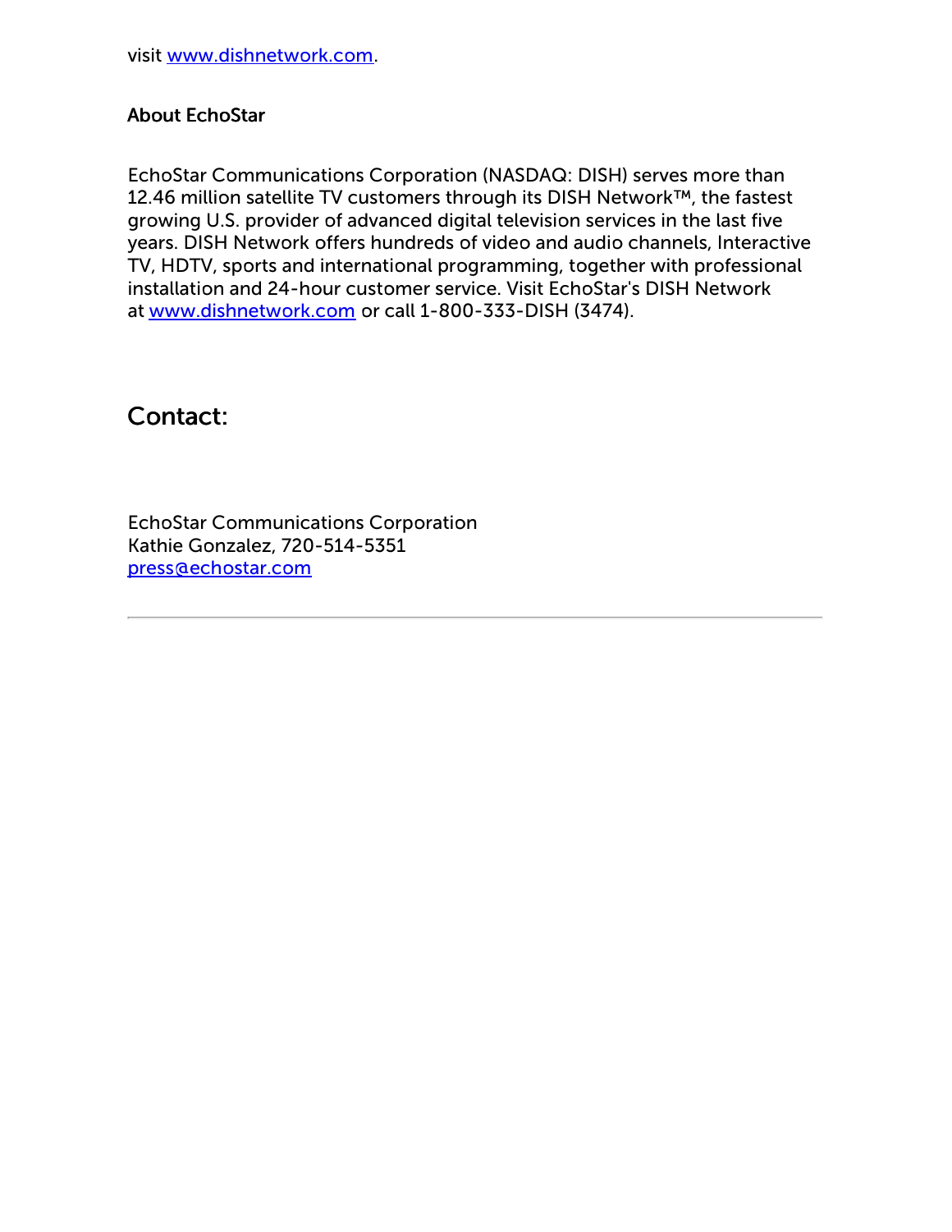visit www.dishnetwork.com.

**About EchoStar**

EchoStar Communications Corporation (NASDAQ: DISH) serves more than 12.46 million satellite TV customers through its DISH Network™, the fastest growing U.S. provider of advanced digital television services in the last five years. DISH Network offers hundreds of video and audio channels, Interactive TV, HDTV, sports and international programming, together with professional installation and 24-hour customer service. Visit EchoStar's DISH Network at www.dishnetwork.com or call 1-800-333-DISH (3474).

## Contact:

EchoStar Communications Corporation
Kathie Gonzalez, 720-514-5351
press@echostar.com

---